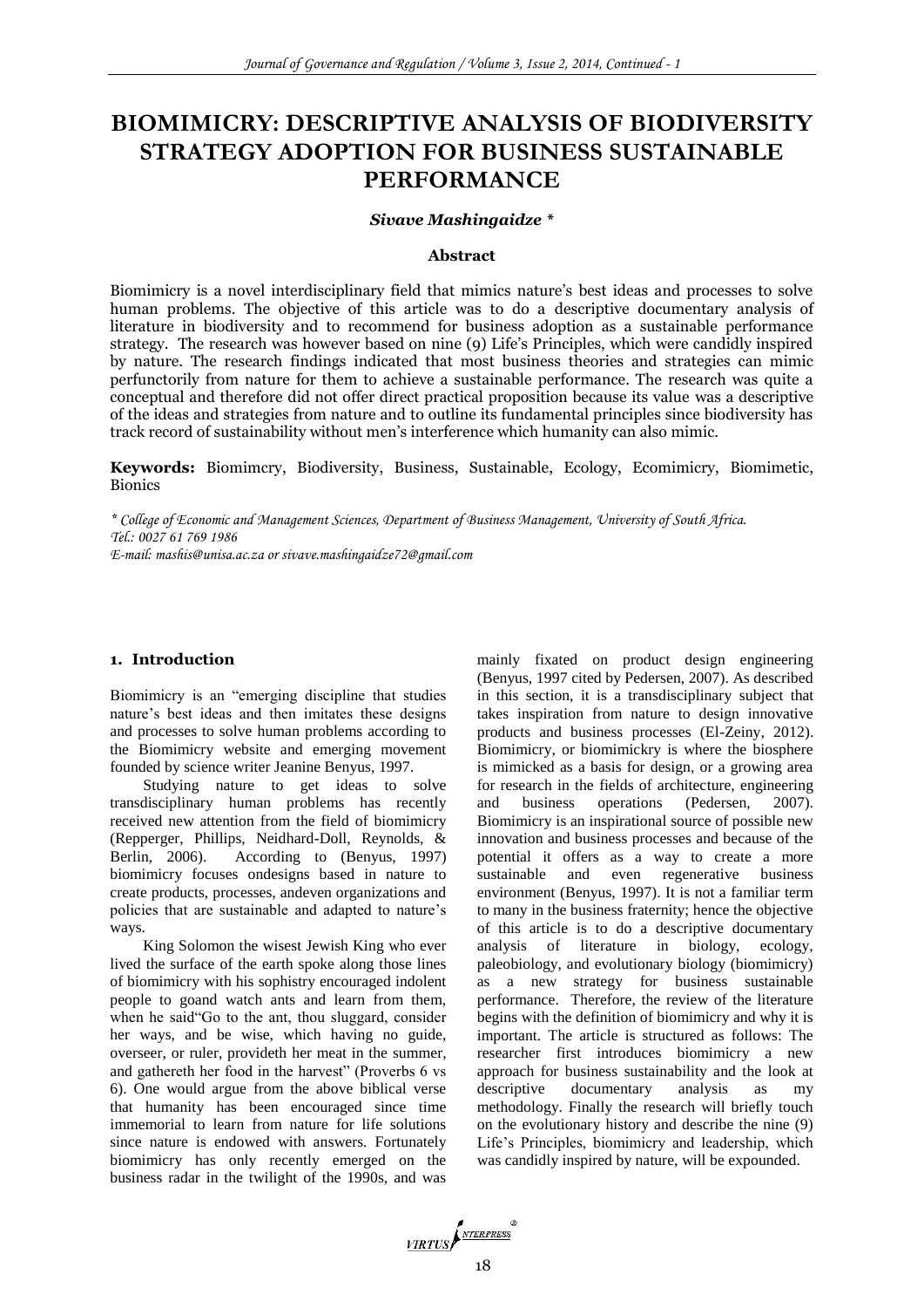# BIOMIMICRY: DESCRIPTIVE ANALYSIS OF BIODIVERSITY STRATEGY ADOPTION FOR BUSINESS SUSTAINABLE PERFORMANCE

***Sivave Mashingaidze \****

### Abstract

Biomimicry is a novel interdisciplinary field that mimics nature's best ideas and processes to solve human problems. The objective of this article was to do a descriptive documentary analysis of literature in biodiversity and to recommend for business adoption as a sustainable performance strategy. The research was however based on nine (9) Life's Principles, which were candidly inspired by nature. The research findings indicated that most business theories and strategies can mimic perfunctorily from nature for them to achieve a sustainable performance. The research was quite a conceptual and therefore did not offer direct practical proposition because its value was a descriptive of the ideas and strategies from nature and to outline its fundamental principles since biodiversity has track record of sustainability without men's interference which humanity can also mimic.

**Keywords:** Biomimcry, Biodiversity, Business, Sustainable, Ecology, Ecomimicry, Biomimetic, Bionics

*\* College of Economic and Management Sciences, Department of Business Management, University of South Africa.*
*Tel.: 0027 61 769 1986*
*E-mail: mashis@unisa.ac.za or sivave.mashingaidze72@gmail.com*

## 1. Introduction

Biomimicry is an "emerging discipline that studies nature's best ideas and then imitates these designs and processes to solve human problems according to the Biomimicry website and emerging movement founded by science writer Jeanine Benyus, 1997.

Studying nature to get ideas to solve transdisciplinary human problems has recently received new attention from the field of biomimicry (Repperger, Phillips, Neidhard-Doll, Reynolds, & Berlin, 2006). According to (Benyus, 1997) biomimicry focuses ondesigns based in nature to create products, processes, andeven organizations and policies that are sustainable and adapted to nature's ways.

King Solomon the wisest Jewish King who ever lived the surface of the earth spoke along those lines of biomimicry with his sophistry encouraged indolent people to goand watch ants and learn from them, when he said"Go to the ant, thou sluggard, consider her ways, and be wise, which having no guide, overseer, or ruler, provideth her meat in the summer, and gathereth her food in the harvest" (Proverbs 6 vs 6). One would argue from the above biblical verse that humanity has been encouraged since time immemorial to learn from nature for life solutions since nature is endowed with answers. Fortunately biomimicry has only recently emerged on the business radar in the twilight of the 1990s, and was mainly fixated on product design engineering (Benyus, 1997 cited by Pedersen, 2007). As described in this section, it is a transdisciplinary subject that takes inspiration from nature to design innovative products and business processes (El-Zeiny, 2012). Biomimicry, or biomimickry is where the biosphere is mimicked as a basis for design, or a growing area for research in the fields of architecture, engineering and business operations (Pedersen, 2007). Biomimicry is an inspirational source of possible new innovation and business processes and because of the potential it offers as a way to create a more sustainable and even regenerative business environment (Benyus, 1997). It is not a familiar term to many in the business fraternity; hence the objective of this article is to do a descriptive documentary analysis of literature in biology, ecology, paleobiology, and evolutionary biology (biomimicry) as a new strategy for business sustainable performance. Therefore, the review of the literature begins with the definition of biomimicry and why it is important. The article is structured as follows: The researcher first introduces biomimicry a new approach for business sustainability and the look at descriptive documentary analysis as my methodology. Finally the research will briefly touch on the evolutionary history and describe the nine (9) Life's Principles, biomimicry and leadership, which was candidly inspired by nature, will be expounded.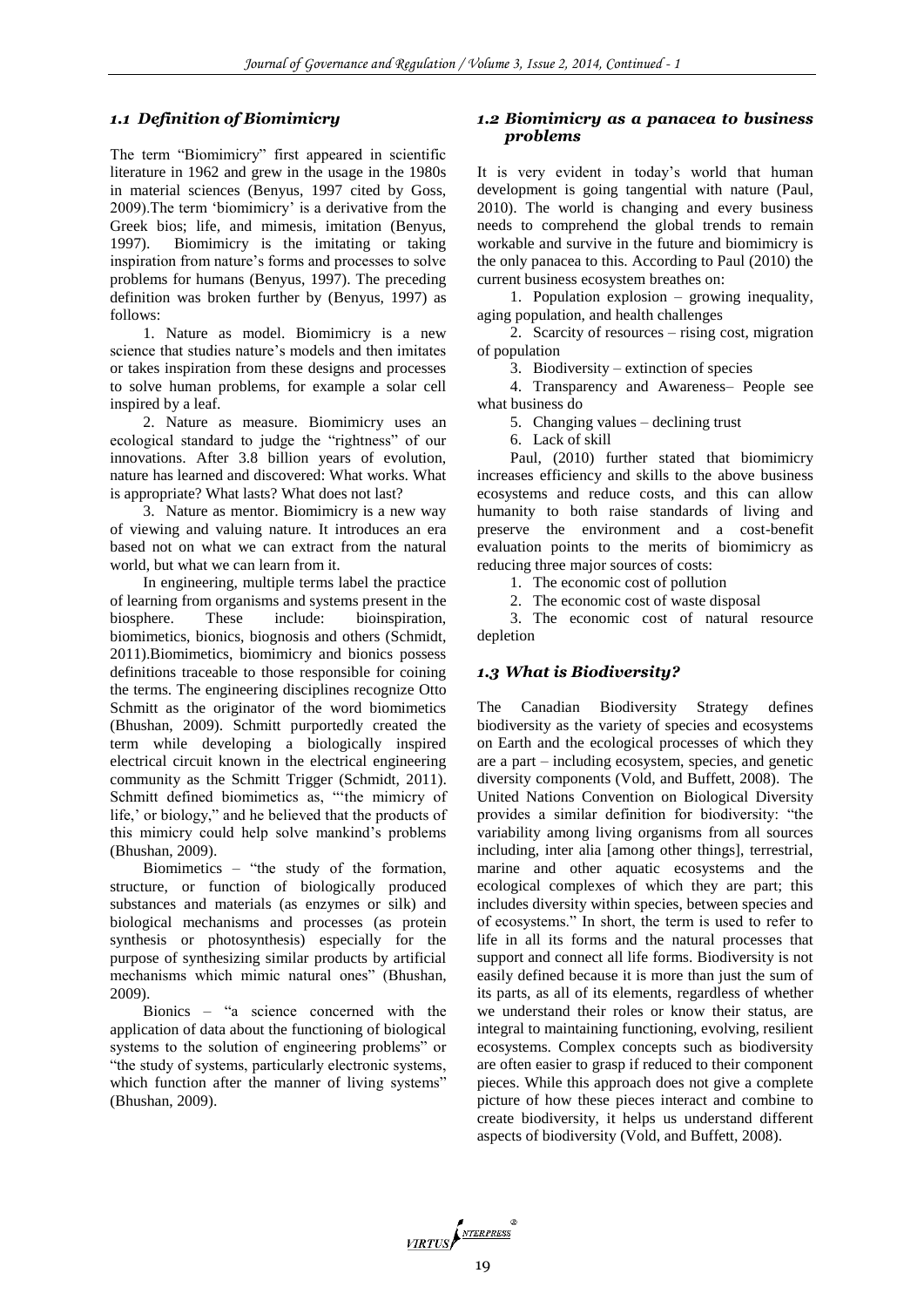### *1.1 Definition of Biomimicry*

The term "Biomimicry" first appeared in scientific literature in 1962 and grew in the usage in the 1980s in material sciences (Benyus, 1997 cited by Goss, 2009).The term 'biomimicry' is a derivative from the Greek bios; life, and mimesis, imitation (Benyus, 1997). Biomimicry is the imitating or taking inspiration from nature's forms and processes to solve problems for humans (Benyus, 1997). The preceding definition was broken further by (Benyus, 1997) as follows:

1. Nature as model. Biomimicry is a new science that studies nature's models and then imitates or takes inspiration from these designs and processes to solve human problems, for example a solar cell inspired by a leaf.

2. Nature as measure. Biomimicry uses an ecological standard to judge the "rightness" of our innovations. After 3.8 billion years of evolution, nature has learned and discovered: What works. What is appropriate? What lasts? What does not last?

3. Nature as mentor. Biomimicry is a new way of viewing and valuing nature. It introduces an era based not on what we can extract from the natural world, but what we can learn from it.

In engineering, multiple terms label the practice of learning from organisms and systems present in the biosphere. These include: bioinspiration, biomimetics, bionics, biognosis and others (Schmidt, 2011).Biomimetics, biomimicry and bionics possess definitions traceable to those responsible for coining the terms. The engineering disciplines recognize Otto Schmitt as the originator of the word biomimetics (Bhushan, 2009). Schmitt purportedly created the term while developing a biologically inspired electrical circuit known in the electrical engineering community as the Schmitt Trigger (Schmidt, 2011). Schmitt defined biomimetics as, "'the mimicry of life,' or biology," and he believed that the products of this mimicry could help solve mankind's problems (Bhushan, 2009).

Biomimetics – "the study of the formation, structure, or function of biologically produced substances and materials (as enzymes or silk) and biological mechanisms and processes (as protein synthesis or photosynthesis) especially for the purpose of synthesizing similar products by artificial mechanisms which mimic natural ones" (Bhushan, 2009).

Bionics – "a science concerned with the application of data about the functioning of biological systems to the solution of engineering problems" or "the study of systems, particularly electronic systems, which function after the manner of living systems" (Bhushan, 2009).

### *1.2 Biomimicry as a panacea to business problems*

It is very evident in today's world that human development is going tangential with nature (Paul, 2010). The world is changing and every business needs to comprehend the global trends to remain workable and survive in the future and biomimicry is the only panacea to this. According to Paul (2010) the current business ecosystem breathes on:

1. Population explosion – growing inequality, aging population, and health challenges
2. Scarcity of resources – rising cost, migration of population
3. Biodiversity – extinction of species
4. Transparency and Awareness– People see what business do
5. Changing values – declining trust
6. Lack of skill

Paul, (2010) further stated that biomimicry increases efficiency and skills to the above business ecosystems and reduce costs, and this can allow humanity to both raise standards of living and preserve the environment and a cost-benefit evaluation points to the merits of biomimicry as reducing three major sources of costs:

1. The economic cost of pollution
2. The economic cost of waste disposal
3. The economic cost of natural resource depletion

### *1.3 What is Biodiversity?*

The Canadian Biodiversity Strategy defines biodiversity as the variety of species and ecosystems on Earth and the ecological processes of which they are a part – including ecosystem, species, and genetic diversity components (Vold, and Buffett, 2008). The United Nations Convention on Biological Diversity provides a similar definition for biodiversity: "the variability among living organisms from all sources including, inter alia [among other things], terrestrial, marine and other aquatic ecosystems and the ecological complexes of which they are part; this includes diversity within species, between species and of ecosystems." In short, the term is used to refer to life in all its forms and the natural processes that support and connect all life forms. Biodiversity is not easily defined because it is more than just the sum of its parts, as all of its elements, regardless of whether we understand their roles or know their status, are integral to maintaining functioning, evolving, resilient ecosystems. Complex concepts such as biodiversity are often easier to grasp if reduced to their component pieces. While this approach does not give a complete picture of how these pieces interact and combine to create biodiversity, it helps us understand different aspects of biodiversity (Vold, and Buffett, 2008).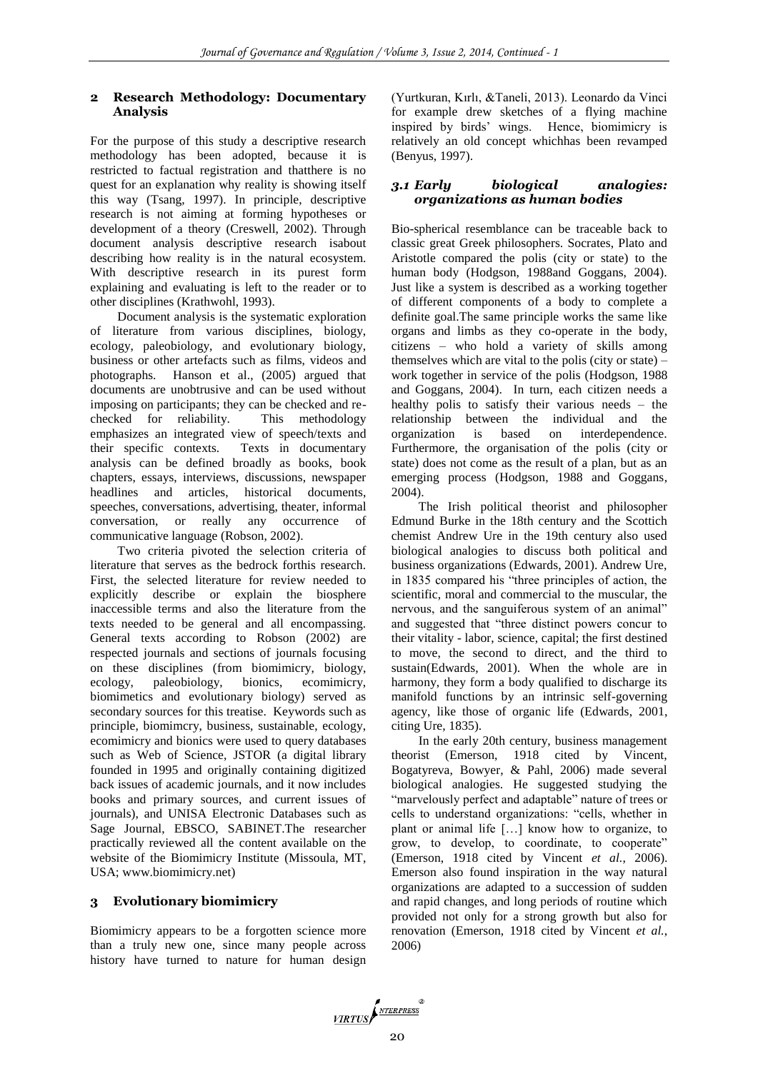## 2 Research Methodology: Documentary Analysis

For the purpose of this study a descriptive research methodology has been adopted, because it is restricted to factual registration and thatthere is no quest for an explanation why reality is showing itself this way (Tsang, 1997). In principle, descriptive research is not aiming at forming hypotheses or development of a theory (Creswell, 2002). Through document analysis descriptive research isabout describing how reality is in the natural ecosystem. With descriptive research in its purest form explaining and evaluating is left to the reader or to other disciplines (Krathwohl, 1993).

Document analysis is the systematic exploration of literature from various disciplines, biology, ecology, paleobiology, and evolutionary biology, business or other artefacts such as films, videos and photographs. Hanson et al., (2005) argued that documents are unobtrusive and can be used without imposing on participants; they can be checked and re-checked for reliability. This methodology emphasizes an integrated view of speech/texts and their specific contexts. Texts in documentary analysis can be defined broadly as books, book chapters, essays, interviews, discussions, newspaper headlines and articles, historical documents, speeches, conversations, advertising, theater, informal conversation, or really any occurrence of communicative language (Robson, 2002).

Two criteria pivoted the selection criteria of literature that serves as the bedrock forthis research. First, the selected literature for review needed to explicitly describe or explain the biosphere inaccessible terms and also the literature from the texts needed to be general and all encompassing. General texts according to Robson (2002) are respected journals and sections of journals focusing on these disciplines (from biomimicry, biology, ecology, paleobiology, bionics, ecomimicry, biomimetics and evolutionary biology) served as secondary sources for this treatise. Keywords such as principle, biomimcry, business, sustainable, ecology, ecomimicry and bionics were used to query databases such as Web of Science, JSTOR (a digital library founded in 1995 and originally containing digitized back issues of academic journals, and it now includes books and primary sources, and current issues of journals), and UNISA Electronic Databases such as Sage Journal, EBSCO, SABINET.The researcher practically reviewed all the content available on the website of the Biomimicry Institute (Missoula, MT, USA; www.biomimicry.net)

## 3 Evolutionary biomimicry

Biomimicry appears to be a forgotten science more than a truly new one, since many people across history have turned to nature for human design (Yurtkuran, Kırlı, &Taneli, 2013). Leonardo da Vinci for example drew sketches of a flying machine inspired by birds' wings. Hence, biomimicry is relatively an old concept whichhas been revamped (Benyus, 1997).

### *3.1 Early biological analogies: organizations as human bodies*

Bio-spherical resemblance can be traceable back to classic great Greek philosophers. Socrates, Plato and Aristotle compared the polis (city or state) to the human body (Hodgson, 1988and Goggans, 2004). Just like a system is described as a working together of different components of a body to complete a definite goal.The same principle works the same like organs and limbs as they co-operate in the body, citizens – who hold a variety of skills among themselves which are vital to the polis (city or state) – work together in service of the polis (Hodgson, 1988 and Goggans, 2004). In turn, each citizen needs a healthy polis to satisfy their various needs – the relationship between the individual and the organization is based on interdependence. Furthermore, the organisation of the polis (city or state) does not come as the result of a plan, but as an emerging process (Hodgson, 1988 and Goggans, 2004).

The Irish political theorist and philosopher Edmund Burke in the 18th century and the Scottich chemist Andrew Ure in the 19th century also used biological analogies to discuss both political and business organizations (Edwards, 2001). Andrew Ure, in 1835 compared his "three principles of action, the scientific, moral and commercial to the muscular, the nervous, and the sanguiferous system of an animal" and suggested that "three distinct powers concur to their vitality - labor, science, capital; the first destined to move, the second to direct, and the third to sustain(Edwards, 2001). When the whole are in harmony, they form a body qualified to discharge its manifold functions by an intrinsic self-governing agency, like those of organic life (Edwards, 2001, citing Ure, 1835).

In the early 20th century, business management theorist (Emerson, 1918 cited by Vincent, Bogatyreva, Bowyer, & Pahl, 2006) made several biological analogies. He suggested studying the "marvelously perfect and adaptable" nature of trees or cells to understand organizations: "cells, whether in plant or animal life […] know how to organize, to grow, to develop, to coordinate, to cooperate" (Emerson, 1918 cited by Vincent *et al.*, 2006). Emerson also found inspiration in the way natural organizations are adapted to a succession of sudden and rapid changes, and long periods of routine which provided not only for a strong growth but also for renovation (Emerson, 1918 cited by Vincent *et al.*, 2006)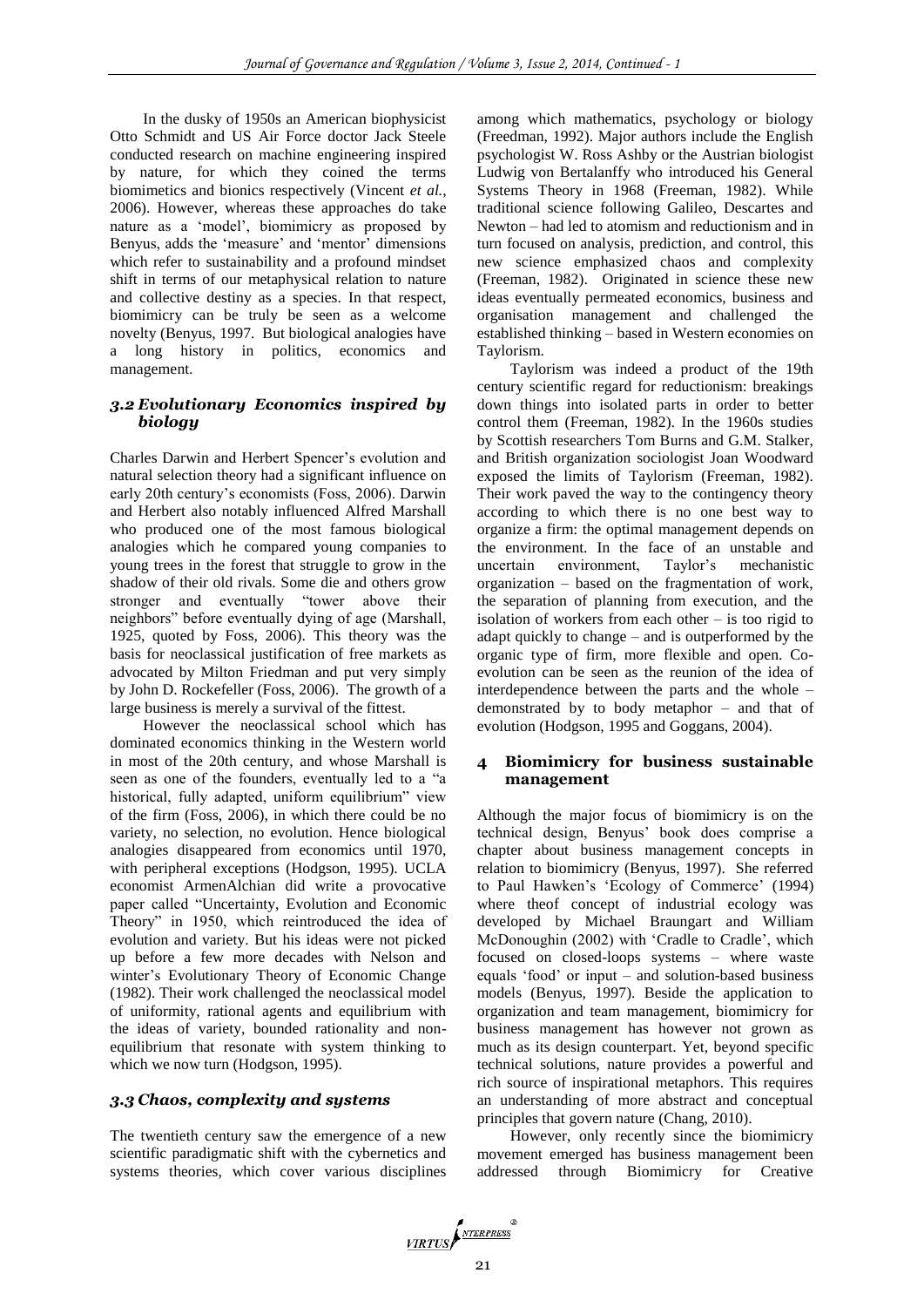In the dusky of 1950s an American biophysicist Otto Schmidt and US Air Force doctor Jack Steele conducted research on machine engineering inspired by nature, for which they coined the terms biomimetics and bionics respectively (Vincent *et al.*, 2006). However, whereas these approaches do take nature as a 'model', biomimicry as proposed by Benyus, adds the 'measure' and 'mentor' dimensions which refer to sustainability and a profound mindset shift in terms of our metaphysical relation to nature and collective destiny as a species. In that respect, biomimicry can be truly be seen as a welcome novelty (Benyus, 1997. But biological analogies have a long history in politics, economics and management.

### *3.2 Evolutionary Economics inspired by biology*

Charles Darwin and Herbert Spencer's evolution and natural selection theory had a significant influence on early 20th century's economists (Foss, 2006). Darwin and Herbert also notably influenced Alfred Marshall who produced one of the most famous biological analogies which he compared young companies to young trees in the forest that struggle to grow in the shadow of their old rivals. Some die and others grow stronger and eventually "tower above their neighbors" before eventually dying of age (Marshall, 1925, quoted by Foss, 2006). This theory was the basis for neoclassical justification of free markets as advocated by Milton Friedman and put very simply by John D. Rockefeller (Foss, 2006). The growth of a large business is merely a survival of the fittest.

However the neoclassical school which has dominated economics thinking in the Western world in most of the 20th century, and whose Marshall is seen as one of the founders, eventually led to a "a historical, fully adapted, uniform equilibrium" view of the firm (Foss, 2006), in which there could be no variety, no selection, no evolution. Hence biological analogies disappeared from economics until 1970, with peripheral exceptions (Hodgson, 1995). UCLA economist ArmenAlchian did write a provocative paper called "Uncertainty, Evolution and Economic Theory" in 1950, which reintroduced the idea of evolution and variety. But his ideas were not picked up before a few more decades with Nelson and winter's Evolutionary Theory of Economic Change (1982). Their work challenged the neoclassical model of uniformity, rational agents and equilibrium with the ideas of variety, bounded rationality and non-equilibrium that resonate with system thinking to which we now turn (Hodgson, 1995).

### *3.3 Chaos, complexity and systems*

The twentieth century saw the emergence of a new scientific paradigmatic shift with the cybernetics and systems theories, which cover various disciplines among which mathematics, psychology or biology (Freedman, 1992). Major authors include the English psychologist W. Ross Ashby or the Austrian biologist Ludwig von Bertalanffy who introduced his General Systems Theory in 1968 (Freeman, 1982). While traditional science following Galileo, Descartes and Newton – had led to atomism and reductionism and in turn focused on analysis, prediction, and control, this new science emphasized chaos and complexity (Freeman, 1982). Originated in science these new ideas eventually permeated economics, business and organisation management and challenged the established thinking – based in Western economies on Taylorism.

Taylorism was indeed a product of the 19th century scientific regard for reductionism: breakings down things into isolated parts in order to better control them (Freeman, 1982). In the 1960s studies by Scottish researchers Tom Burns and G.M. Stalker, and British organization sociologist Joan Woodward exposed the limits of Taylorism (Freeman, 1982). Their work paved the way to the contingency theory according to which there is no one best way to organize a firm: the optimal management depends on the environment. In the face of an unstable and uncertain environment, Taylor's mechanistic organization – based on the fragmentation of work, the separation of planning from execution, and the isolation of workers from each other – is too rigid to adapt quickly to change – and is outperformed by the organic type of firm, more flexible and open. Co-evolution can be seen as the reunion of the idea of interdependence between the parts and the whole – demonstrated by to body metaphor – and that of evolution (Hodgson, 1995 and Goggans, 2004).

## 4 Biomimicry for business sustainable management

Although the major focus of biomimicry is on the technical design, Benyus' book does comprise a chapter about business management concepts in relation to biomimicry (Benyus, 1997). She referred to Paul Hawken's 'Ecology of Commerce' (1994) where theof concept of industrial ecology was developed by Michael Braungart and William McDonoughin (2002) with 'Cradle to Cradle', which focused on closed-loops systems – where waste equals 'food' or input – and solution-based business models (Benyus, 1997). Beside the application to organization and team management, biomimicry for business management has however not grown as much as its design counterpart. Yet, beyond specific technical solutions, nature provides a powerful and rich source of inspirational metaphors. This requires an understanding of more abstract and conceptual principles that govern nature (Chang, 2010).

However, only recently since the biomimicry movement emerged has business management been addressed through Biomimicry for Creative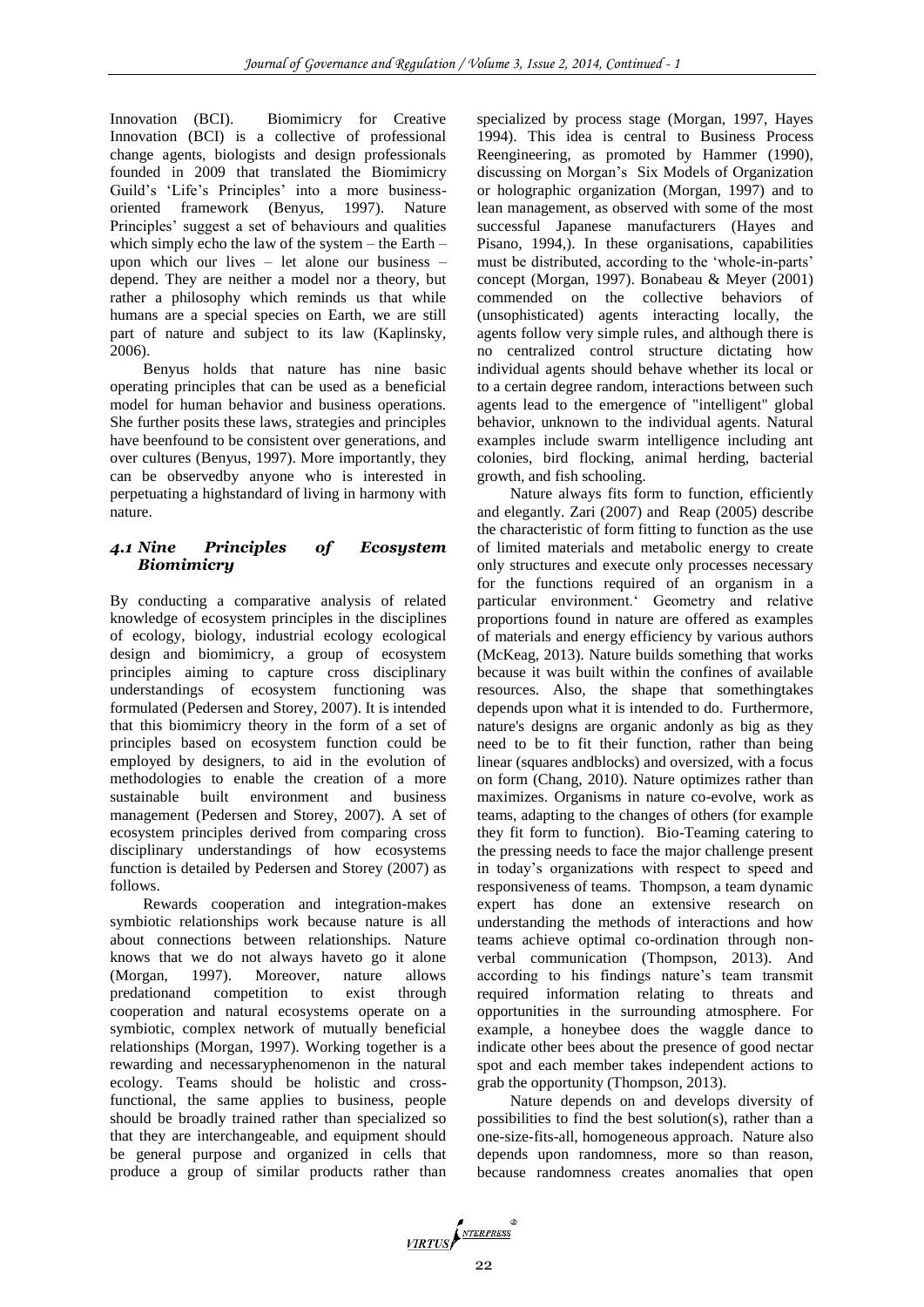Innovation (BCI). Biomimicry for Creative Innovation (BCI) is a collective of professional change agents, biologists and design professionals founded in 2009 that translated the Biomimicry Guild's 'Life's Principles' into a more business-oriented framework (Benyus, 1997). Nature Principles' suggest a set of behaviours and qualities which simply echo the law of the system – the Earth – upon which our lives – let alone our business – depend. They are neither a model nor a theory, but rather a philosophy which reminds us that while humans are a special species on Earth, we are still part of nature and subject to its law (Kaplinsky, 2006).

Benyus holds that nature has nine basic operating principles that can be used as a beneficial model for human behavior and business operations. She further posits these laws, strategies and principles have beenfound to be consistent over generations, and over cultures (Benyus, 1997). More importantly, they can be observedby anyone who is interested in perpetuating a highstandard of living in harmony with nature.

### *4.1 Nine Principles of Ecosystem Biomimicry*

By conducting a comparative analysis of related knowledge of ecosystem principles in the disciplines of ecology, biology, industrial ecology ecological design and biomimicry, a group of ecosystem principles aiming to capture cross disciplinary understandings of ecosystem functioning was formulated (Pedersen and Storey, 2007). It is intended that this biomimicry theory in the form of a set of principles based on ecosystem function could be employed by designers, to aid in the evolution of methodologies to enable the creation of a more sustainable built environment and business management (Pedersen and Storey, 2007). A set of ecosystem principles derived from comparing cross disciplinary understandings of how ecosystems function is detailed by Pedersen and Storey (2007) as follows.

Rewards cooperation and integration-makes symbiotic relationships work because nature is all about connections between relationships. Nature knows that we do not always haveto go it alone (Morgan, 1997). Moreover, nature allows predationand competition to exist through cooperation and natural ecosystems operate on a symbiotic, complex network of mutually beneficial relationships (Morgan, 1997). Working together is a rewarding and necessaryphenomenon in the natural ecology. Teams should be holistic and cross-functional, the same applies to business, people should be broadly trained rather than specialized so that they are interchangeable, and equipment should be general purpose and organized in cells that produce a group of similar products rather than specialized by process stage (Morgan, 1997, Hayes 1994). This idea is central to Business Process Reengineering, as promoted by Hammer (1990), discussing on Morgan's Six Models of Organization or holographic organization (Morgan, 1997) and to lean management, as observed with some of the most successful Japanese manufacturers (Hayes and Pisano, 1994,). In these organisations, capabilities must be distributed, according to the 'whole-in-parts' concept (Morgan, 1997). Bonabeau & Meyer (2001) commended on the collective behaviors of (unsophisticated) agents interacting locally, the agents follow very simple rules, and although there is no centralized control structure dictating how individual agents should behave whether its local or to a certain degree random, interactions between such agents lead to the emergence of "intelligent" global behavior, unknown to the individual agents. Natural examples include swarm intelligence including ant colonies, bird flocking, animal herding, bacterial growth, and fish schooling.

Nature always fits form to function, efficiently and elegantly. Zari (2007) and Reap (2005) describe the characteristic of form fitting to function as the use of limited materials and metabolic energy to create only structures and execute only processes necessary for the functions required of an organism in a particular environment.' Geometry and relative proportions found in nature are offered as examples of materials and energy efficiency by various authors (McKeag, 2013). Nature builds something that works because it was built within the confines of available resources. Also, the shape that somethingtakes depends upon what it is intended to do. Furthermore, nature's designs are organic andonly as big as they need to be to fit their function, rather than being linear (squares andblocks) and oversized, with a focus on form (Chang, 2010). Nature optimizes rather than maximizes. Organisms in nature co-evolve, work as teams, adapting to the changes of others (for example they fit form to function). Bio-Teaming catering to the pressing needs to face the major challenge present in today's organizations with respect to speed and responsiveness of teams. Thompson, a team dynamic expert has done an extensive research on understanding the methods of interactions and how teams achieve optimal co-ordination through non-verbal communication (Thompson, 2013). And according to his findings nature's team transmit required information relating to threats and opportunities in the surrounding atmosphere. For example, a honeybee does the waggle dance to indicate other bees about the presence of good nectar spot and each member takes independent actions to grab the opportunity (Thompson, 2013).

Nature depends on and develops diversity of possibilities to find the best solution(s), rather than a one-size-fits-all, homogeneous approach. Nature also depends upon randomness, more so than reason, because randomness creates anomalies that open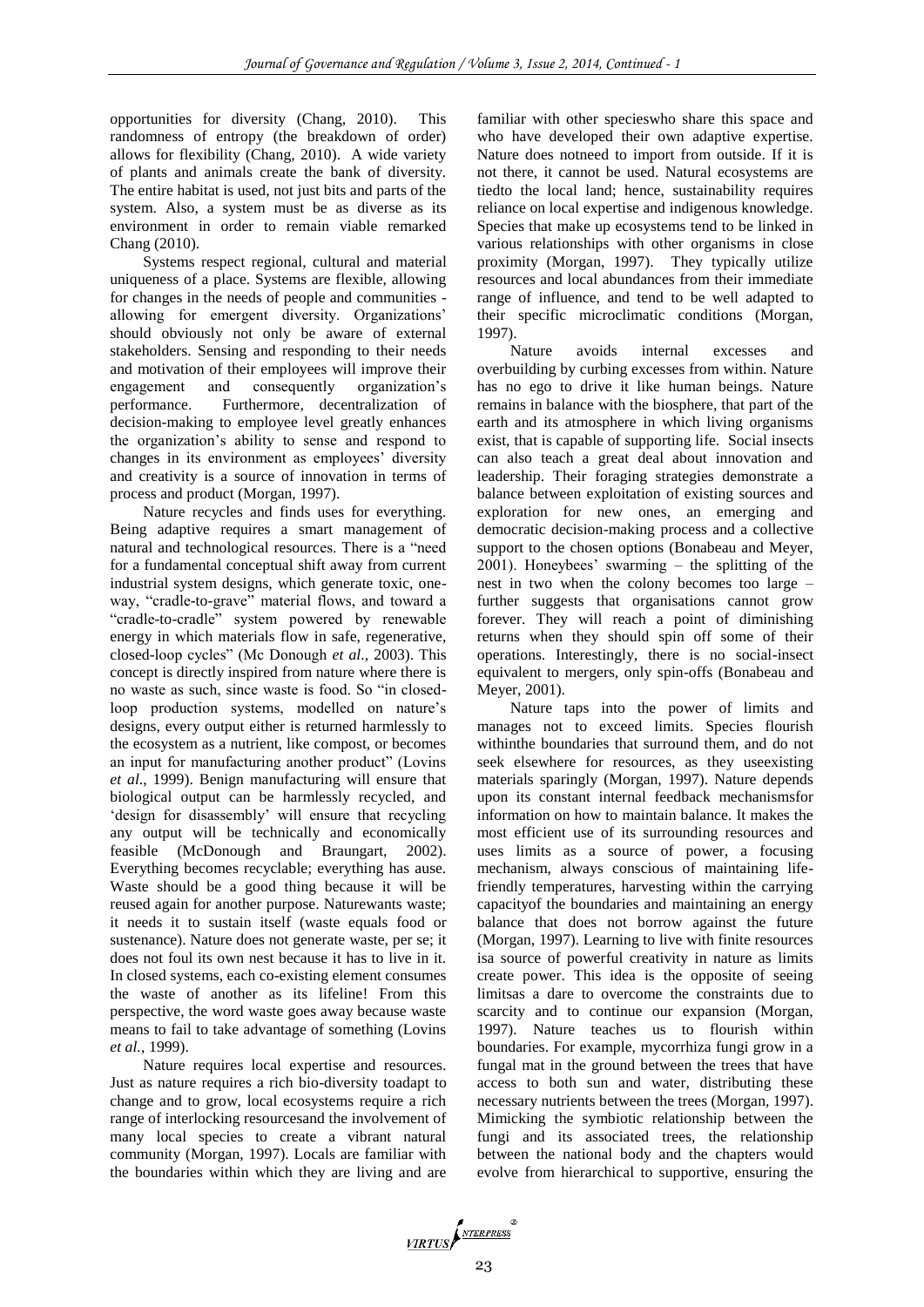opportunities for diversity (Chang, 2010). This randomness of entropy (the breakdown of order) allows for flexibility (Chang, 2010). A wide variety of plants and animals create the bank of diversity. The entire habitat is used, not just bits and parts of the system. Also, a system must be as diverse as its environment in order to remain viable remarked Chang (2010).

Systems respect regional, cultural and material uniqueness of a place. Systems are flexible, allowing for changes in the needs of people and communities - allowing for emergent diversity. Organizations' should obviously not only be aware of external stakeholders. Sensing and responding to their needs and motivation of their employees will improve their engagement and consequently organization's performance. Furthermore, decentralization of decision-making to employee level greatly enhances the organization's ability to sense and respond to changes in its environment as employees' diversity and creativity is a source of innovation in terms of process and product (Morgan, 1997).

Nature recycles and finds uses for everything. Being adaptive requires a smart management of natural and technological resources. There is a "need for a fundamental conceptual shift away from current industrial system designs, which generate toxic, one-way, "cradle-to-grave" material flows, and toward a "cradle-to-cradle" system powered by renewable energy in which materials flow in safe, regenerative, closed-loop cycles" (Mc Donough *et al*., 2003). This concept is directly inspired from nature where there is no waste as such, since waste is food. So "in closed-loop production systems, modelled on nature's designs, every output either is returned harmlessly to the ecosystem as a nutrient, like compost, or becomes an input for manufacturing another product" (Lovins *et al*., 1999). Benign manufacturing will ensure that biological output can be harmlessly recycled, and 'design for disassembly' will ensure that recycling any output will be technically and economically feasible (McDonough and Braungart, 2002). Everything becomes recyclable; everything has ause. Waste should be a good thing because it will be reused again for another purpose. Naturewants waste; it needs it to sustain itself (waste equals food or sustenance). Nature does not generate waste, per se; it does not foul its own nest because it has to live in it. In closed systems, each co-existing element consumes the waste of another as its lifeline! From this perspective, the word waste goes away because waste means to fail to take advantage of something (Lovins *et al.*, 1999).

Nature requires local expertise and resources. Just as nature requires a rich bio-diversity toadapt to change and to grow, local ecosystems require a rich range of interlocking resourcesand the involvement of many local species to create a vibrant natural community (Morgan, 1997). Locals are familiar with the boundaries within which they are living and are familiar with other specieswho share this space and who have developed their own adaptive expertise. Nature does notneed to import from outside. If it is not there, it cannot be used. Natural ecosystems are tiedto the local land; hence, sustainability requires reliance on local expertise and indigenous knowledge. Species that make up ecosystems tend to be linked in various relationships with other organisms in close proximity (Morgan, 1997). They typically utilize resources and local abundances from their immediate range of influence, and tend to be well adapted to their specific microclimatic conditions (Morgan, 1997).

Nature avoids internal excesses and overbuilding by curbing excesses from within. Nature has no ego to drive it like human beings. Nature remains in balance with the biosphere, that part of the earth and its atmosphere in which living organisms exist, that is capable of supporting life. Social insects can also teach a great deal about innovation and leadership. Their foraging strategies demonstrate a balance between exploitation of existing sources and exploration for new ones, an emerging and democratic decision-making process and a collective support to the chosen options (Bonabeau and Meyer, 2001). Honeybees' swarming – the splitting of the nest in two when the colony becomes too large – further suggests that organisations cannot grow forever. They will reach a point of diminishing returns when they should spin off some of their operations. Interestingly, there is no social-insect equivalent to mergers, only spin-offs (Bonabeau and Meyer, 2001).

Nature taps into the power of limits and manages not to exceed limits. Species flourish withinthe boundaries that surround them, and do not seek elsewhere for resources, as they useexisting materials sparingly (Morgan, 1997). Nature depends upon its constant internal feedback mechanismsfor information on how to maintain balance. It makes the most efficient use of its surrounding resources and uses limits as a source of power, a focusing mechanism, always conscious of maintaining life-friendly temperatures, harvesting within the carrying capacityof the boundaries and maintaining an energy balance that does not borrow against the future (Morgan, 1997). Learning to live with finite resources isa source of powerful creativity in nature as limits create power. This idea is the opposite of seeing limitsas a dare to overcome the constraints due to scarcity and to continue our expansion (Morgan, 1997). Nature teaches us to flourish within boundaries. For example, mycorrhiza fungi grow in a fungal mat in the ground between the trees that have access to both sun and water, distributing these necessary nutrients between the trees (Morgan, 1997). Mimicking the symbiotic relationship between the fungi and its associated trees, the relationship between the national body and the chapters would evolve from hierarchical to supportive, ensuring the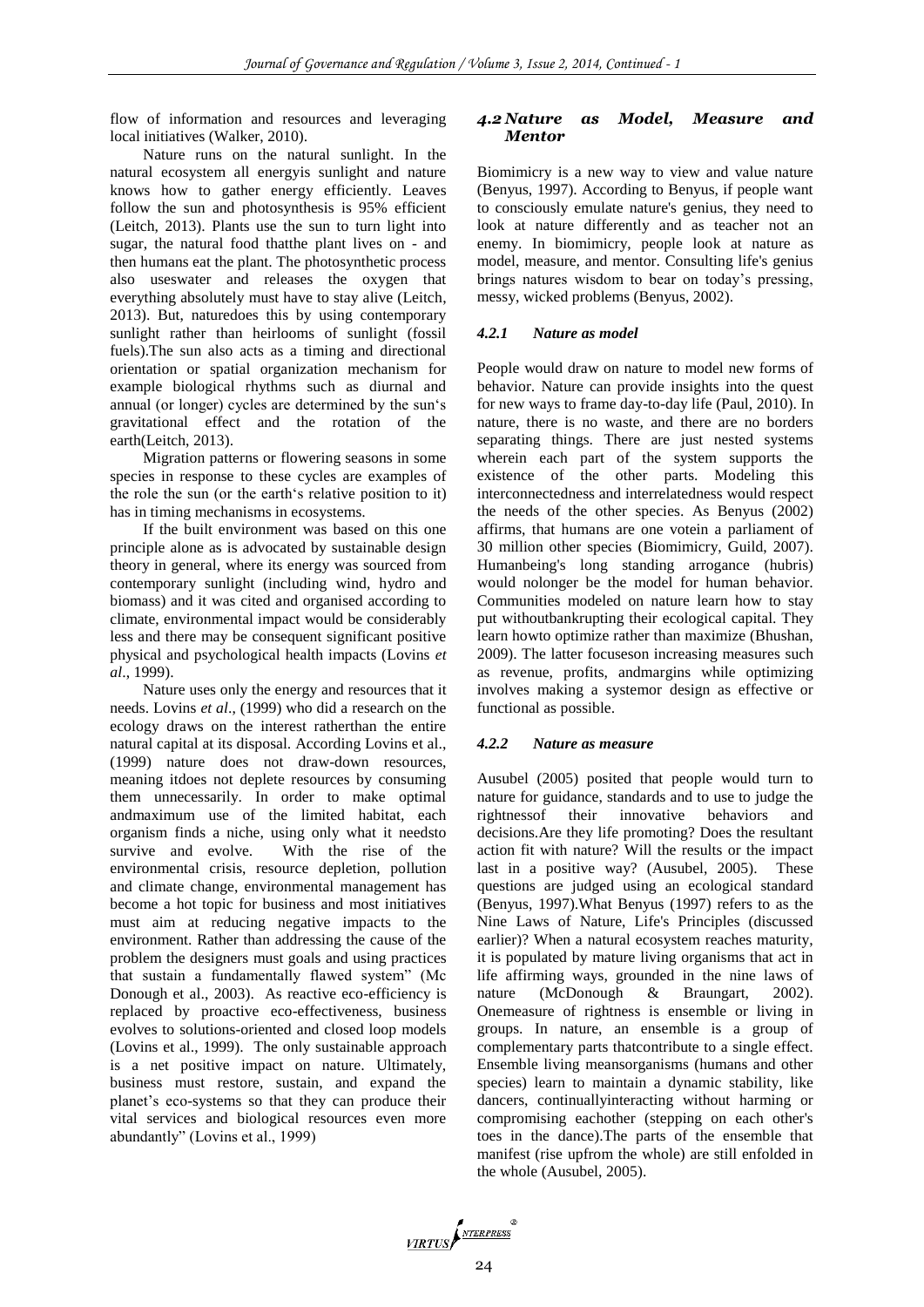flow of information and resources and leveraging local initiatives (Walker, 2010).

Nature runs on the natural sunlight. In the natural ecosystem all energyis sunlight and nature knows how to gather energy efficiently. Leaves follow the sun and photosynthesis is 95% efficient (Leitch, 2013). Plants use the sun to turn light into sugar, the natural food thatthe plant lives on - and then humans eat the plant. The photosynthetic process also useswater and releases the oxygen that everything absolutely must have to stay alive (Leitch, 2013). But, naturedoes this by using contemporary sunlight rather than heirlooms of sunlight (fossil fuels).The sun also acts as a timing and directional orientation or spatial organization mechanism for example biological rhythms such as diurnal and annual (or longer) cycles are determined by the sun's gravitational effect and the rotation of the earth(Leitch, 2013).

Migration patterns or flowering seasons in some species in response to these cycles are examples of the role the sun (or the earth's relative position to it) has in timing mechanisms in ecosystems.

If the built environment was based on this one principle alone as is advocated by sustainable design theory in general, where its energy was sourced from contemporary sunlight (including wind, hydro and biomass) and it was cited and organised according to climate, environmental impact would be considerably less and there may be consequent significant positive physical and psychological health impacts (Lovins *et al*., 1999).

Nature uses only the energy and resources that it needs. Lovins *et al*., (1999) who did a research on the ecology draws on the interest ratherthan the entire natural capital at its disposal. According Lovins et al., (1999) nature does not draw-down resources, meaning itdoes not deplete resources by consuming them unnecessarily. In order to make optimal andmaximum use of the limited habitat, each organism finds a niche, using only what it needsto survive and evolve. With the rise of the environmental crisis, resource depletion, pollution and climate change, environmental management has become a hot topic for business and most initiatives must aim at reducing negative impacts to the environment. Rather than addressing the cause of the problem the designers must goals and using practices that sustain a fundamentally flawed system" (Mc Donough et al., 2003). As reactive eco-efficiency is replaced by proactive eco-effectiveness, business evolves to solutions-oriented and closed loop models (Lovins et al., 1999). The only sustainable approach is a net positive impact on nature. Ultimately, business must restore, sustain, and expand the planet's eco-systems so that they can produce their vital services and biological resources even more abundantly" (Lovins et al., 1999)

### *4.2 Nature as Model, Measure and Mentor*

Biomimicry is a new way to view and value nature (Benyus, 1997). According to Benyus, if people want to consciously emulate nature's genius, they need to look at nature differently and as teacher not an enemy. In biomimicry, people look at nature as model, measure, and mentor. Consulting life's genius brings natures wisdom to bear on today's pressing, messy, wicked problems (Benyus, 2002).

#### *4.2.1 Nature as model*

People would draw on nature to model new forms of behavior. Nature can provide insights into the quest for new ways to frame day-to-day life (Paul, 2010). In nature, there is no waste, and there are no borders separating things. There are just nested systems wherein each part of the system supports the existence of the other parts. Modeling this interconnectedness and interrelatedness would respect the needs of the other species. As Benyus (2002) affirms, that humans are one votein a parliament of 30 million other species (Biomimicry, Guild, 2007). Humanbeing's long standing arrogance (hubris) would nolonger be the model for human behavior. Communities modeled on nature learn how to stay put withoutbankrupting their ecological capital. They learn howto optimize rather than maximize (Bhushan, 2009). The latter focuseson increasing measures such as revenue, profits, andmargins while optimizing involves making a systemor design as effective or functional as possible.

#### *4.2.2 Nature as measure*

Ausubel (2005) posited that people would turn to nature for guidance, standards and to use to judge the rightnessof their innovative behaviors and decisions.Are they life promoting? Does the resultant action fit with nature? Will the results or the impact last in a positive way? (Ausubel, 2005). These questions are judged using an ecological standard (Benyus, 1997).What Benyus (1997) refers to as the Nine Laws of Nature, Life's Principles (discussed earlier)? When a natural ecosystem reaches maturity, it is populated by mature living organisms that act in life affirming ways, grounded in the nine laws of nature (McDonough & Braungart, 2002). Onemeasure of rightness is ensemble or living in groups. In nature, an ensemble is a group of complementary parts thatcontribute to a single effect. Ensemble living meansorganisms (humans and other species) learn to maintain a dynamic stability, like dancers, continuallyinteracting without harming or compromising eachother (stepping on each other's toes in the dance).The parts of the ensemble that manifest (rise upfrom the whole) are still enfolded in the whole (Ausubel, 2005).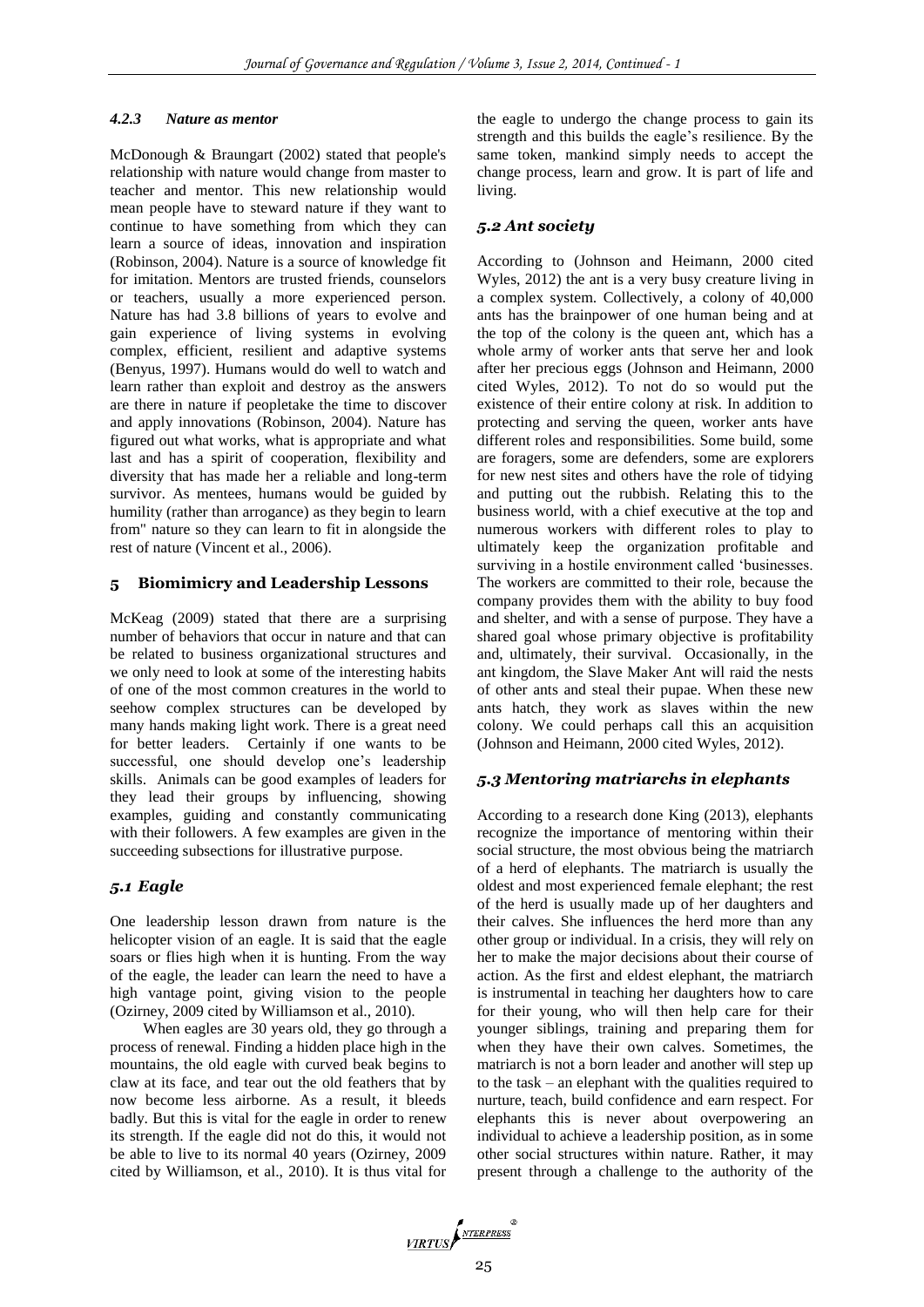#### *4.2.3 Nature as mentor*

McDonough & Braungart (2002) stated that people's relationship with nature would change from master to teacher and mentor. This new relationship would mean people have to steward nature if they want to continue to have something from which they can learn a source of ideas, innovation and inspiration (Robinson, 2004). Nature is a source of knowledge fit for imitation. Mentors are trusted friends, counselors or teachers, usually a more experienced person. Nature has had 3.8 billions of years to evolve and gain experience of living systems in evolving complex, efficient, resilient and adaptive systems (Benyus, 1997). Humans would do well to watch and learn rather than exploit and destroy as the answers are there in nature if peopletake the time to discover and apply innovations (Robinson, 2004). Nature has figured out what works, what is appropriate and what last and has a spirit of cooperation, flexibility and diversity that has made her a reliable and long-term survivor. As mentees, humans would be guided by humility (rather than arrogance) as they begin to learn from" nature so they can learn to fit in alongside the rest of nature (Vincent et al., 2006).

## 5 Biomimicry and Leadership Lessons

McKeag (2009) stated that there are a surprising number of behaviors that occur in nature and that can be related to business organizational structures and we only need to look at some of the interesting habits of one of the most common creatures in the world to seehow complex structures can be developed by many hands making light work. There is a great need for better leaders. Certainly if one wants to be successful, one should develop one's leadership skills. Animals can be good examples of leaders for they lead their groups by influencing, showing examples, guiding and constantly communicating with their followers. A few examples are given in the succeeding subsections for illustrative purpose.

### *5.1 Eagle*

One leadership lesson drawn from nature is the helicopter vision of an eagle. It is said that the eagle soars or flies high when it is hunting. From the way of the eagle, the leader can learn the need to have a high vantage point, giving vision to the people (Ozirney, 2009 cited by Williamson et al., 2010).

When eagles are 30 years old, they go through a process of renewal. Finding a hidden place high in the mountains, the old eagle with curved beak begins to claw at its face, and tear out the old feathers that by now become less airborne. As a result, it bleeds badly. But this is vital for the eagle in order to renew its strength. If the eagle did not do this, it would not be able to live to its normal 40 years (Ozirney, 2009 cited by Williamson, et al., 2010). It is thus vital for the eagle to undergo the change process to gain its strength and this builds the eagle's resilience. By the same token, mankind simply needs to accept the change process, learn and grow. It is part of life and living.

### *5.2 Ant society*

According to (Johnson and Heimann, 2000 cited Wyles, 2012) the ant is a very busy creature living in a complex system. Collectively, a colony of 40,000 ants has the brainpower of one human being and at the top of the colony is the queen ant, which has a whole army of worker ants that serve her and look after her precious eggs (Johnson and Heimann, 2000 cited Wyles, 2012). To not do so would put the existence of their entire colony at risk. In addition to protecting and serving the queen, worker ants have different roles and responsibilities. Some build, some are foragers, some are defenders, some are explorers for new nest sites and others have the role of tidying and putting out the rubbish. Relating this to the business world, with a chief executive at the top and numerous workers with different roles to play to ultimately keep the organization profitable and surviving in a hostile environment called 'businesses. The workers are committed to their role, because the company provides them with the ability to buy food and shelter, and with a sense of purpose. They have a shared goal whose primary objective is profitability and, ultimately, their survival. Occasionally, in the ant kingdom, the Slave Maker Ant will raid the nests of other ants and steal their pupae. When these new ants hatch, they work as slaves within the new colony. We could perhaps call this an acquisition (Johnson and Heimann, 2000 cited Wyles, 2012).

### *5.3 Mentoring matriarchs in elephants*

According to a research done King (2013), elephants recognize the importance of mentoring within their social structure, the most obvious being the matriarch of a herd of elephants. The matriarch is usually the oldest and most experienced female elephant; the rest of the herd is usually made up of her daughters and their calves. She influences the herd more than any other group or individual. In a crisis, they will rely on her to make the major decisions about their course of action. As the first and eldest elephant, the matriarch is instrumental in teaching her daughters how to care for their young, who will then help care for their younger siblings, training and preparing them for when they have their own calves. Sometimes, the matriarch is not a born leader and another will step up to the task – an elephant with the qualities required to nurture, teach, build confidence and earn respect. For elephants this is never about overpowering an individual to achieve a leadership position, as in some other social structures within nature. Rather, it may present through a challenge to the authority of the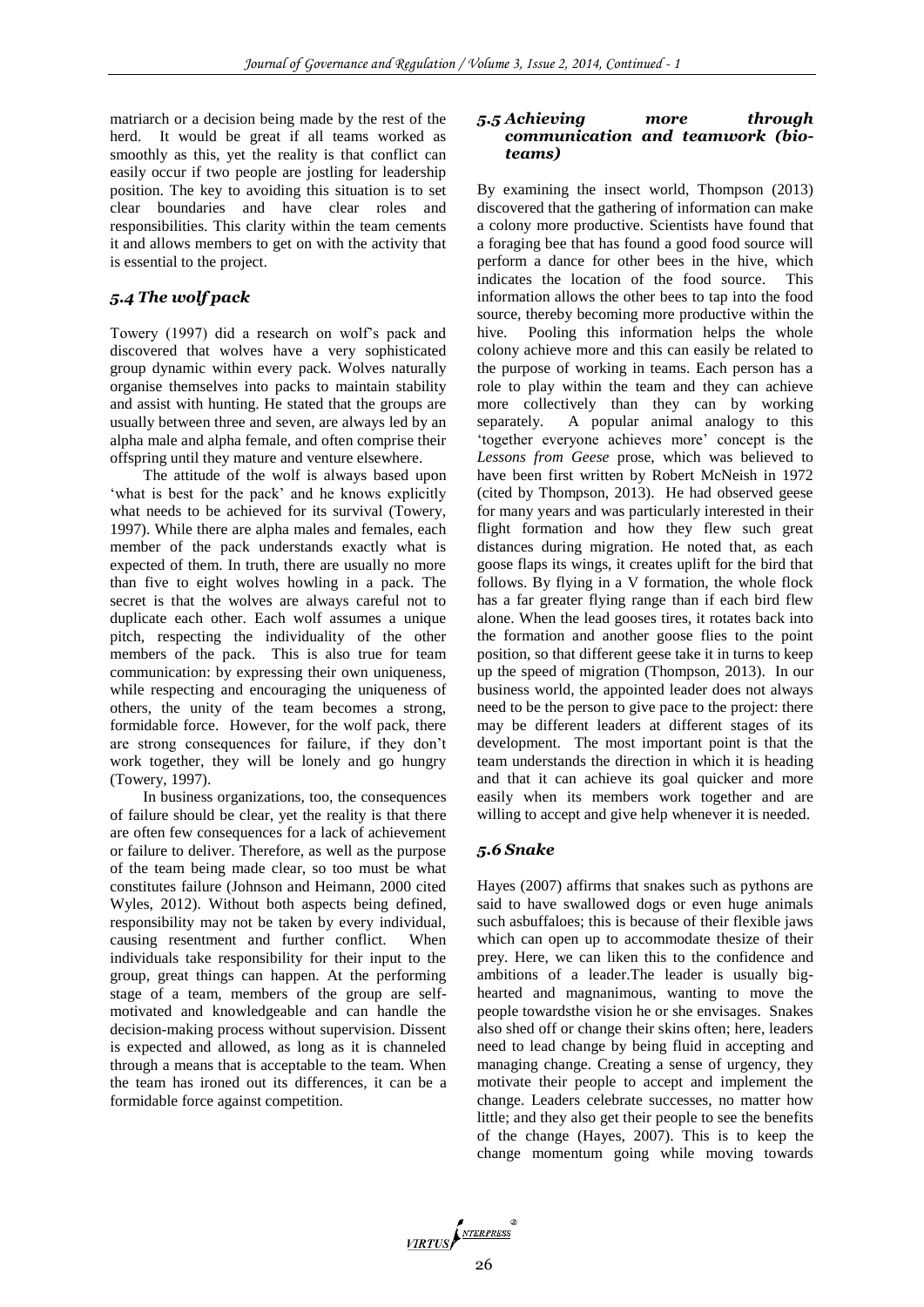matriarch or a decision being made by the rest of the herd. It would be great if all teams worked as smoothly as this, yet the reality is that conflict can easily occur if two people are jostling for leadership position. The key to avoiding this situation is to set clear boundaries and have clear roles and responsibilities. This clarity within the team cements it and allows members to get on with the activity that is essential to the project.

### *5.4 The wolf pack*

Towery (1997) did a research on wolf's pack and discovered that wolves have a very sophisticated group dynamic within every pack. Wolves naturally organise themselves into packs to maintain stability and assist with hunting. He stated that the groups are usually between three and seven, are always led by an alpha male and alpha female, and often comprise their offspring until they mature and venture elsewhere.

The attitude of the wolf is always based upon 'what is best for the pack' and he knows explicitly what needs to be achieved for its survival (Towery, 1997). While there are alpha males and females, each member of the pack understands exactly what is expected of them. In truth, there are usually no more than five to eight wolves howling in a pack. The secret is that the wolves are always careful not to duplicate each other. Each wolf assumes a unique pitch, respecting the individuality of the other members of the pack. This is also true for team communication: by expressing their own uniqueness, while respecting and encouraging the uniqueness of others, the unity of the team becomes a strong, formidable force. However, for the wolf pack, there are strong consequences for failure, if they don't work together, they will be lonely and go hungry (Towery, 1997).

In business organizations, too, the consequences of failure should be clear, yet the reality is that there are often few consequences for a lack of achievement or failure to deliver. Therefore, as well as the purpose of the team being made clear, so too must be what constitutes failure (Johnson and Heimann, 2000 cited Wyles, 2012). Without both aspects being defined, responsibility may not be taken by every individual, causing resentment and further conflict. When individuals take responsibility for their input to the group, great things can happen. At the performing stage of a team, members of the group are self-motivated and knowledgeable and can handle the decision-making process without supervision. Dissent is expected and allowed, as long as it is channeled through a means that is acceptable to the team. When the team has ironed out its differences, it can be a formidable force against competition.

### *5.5 Achieving more through communication and teamwork (bio-teams)*

By examining the insect world, Thompson (2013) discovered that the gathering of information can make a colony more productive. Scientists have found that a foraging bee that has found a good food source will perform a dance for other bees in the hive, which indicates the location of the food source. This information allows the other bees to tap into the food source, thereby becoming more productive within the hive. Pooling this information helps the whole colony achieve more and this can easily be related to the purpose of working in teams. Each person has a role to play within the team and they can achieve more collectively than they can by working separately. A popular animal analogy to this 'together everyone achieves more' concept is the *Lessons from Geese* prose, which was believed to have been first written by Robert McNeish in 1972 (cited by Thompson, 2013). He had observed geese for many years and was particularly interested in their flight formation and how they flew such great distances during migration. He noted that, as each goose flaps its wings, it creates uplift for the bird that follows. By flying in a V formation, the whole flock has a far greater flying range than if each bird flew alone. When the lead gooses tires, it rotates back into the formation and another goose flies to the point position, so that different geese take it in turns to keep up the speed of migration (Thompson, 2013). In our business world, the appointed leader does not always need to be the person to give pace to the project: there may be different leaders at different stages of its development. The most important point is that the team understands the direction in which it is heading and that it can achieve its goal quicker and more easily when its members work together and are willing to accept and give help whenever it is needed.

### *5.6 Snake*

Hayes (2007) affirms that snakes such as pythons are said to have swallowed dogs or even huge animals such asbuffaloes; this is because of their flexible jaws which can open up to accommodate thesize of their prey. Here, we can liken this to the confidence and ambitions of a leader.The leader is usually big-hearted and magnanimous, wanting to move the people towardsthe vision he or she envisages. Snakes also shed off or change their skins often; here, leaders need to lead change by being fluid in accepting and managing change. Creating a sense of urgency, they motivate their people to accept and implement the change. Leaders celebrate successes, no matter how little; and they also get their people to see the benefits of the change (Hayes, 2007). This is to keep the change momentum going while moving towards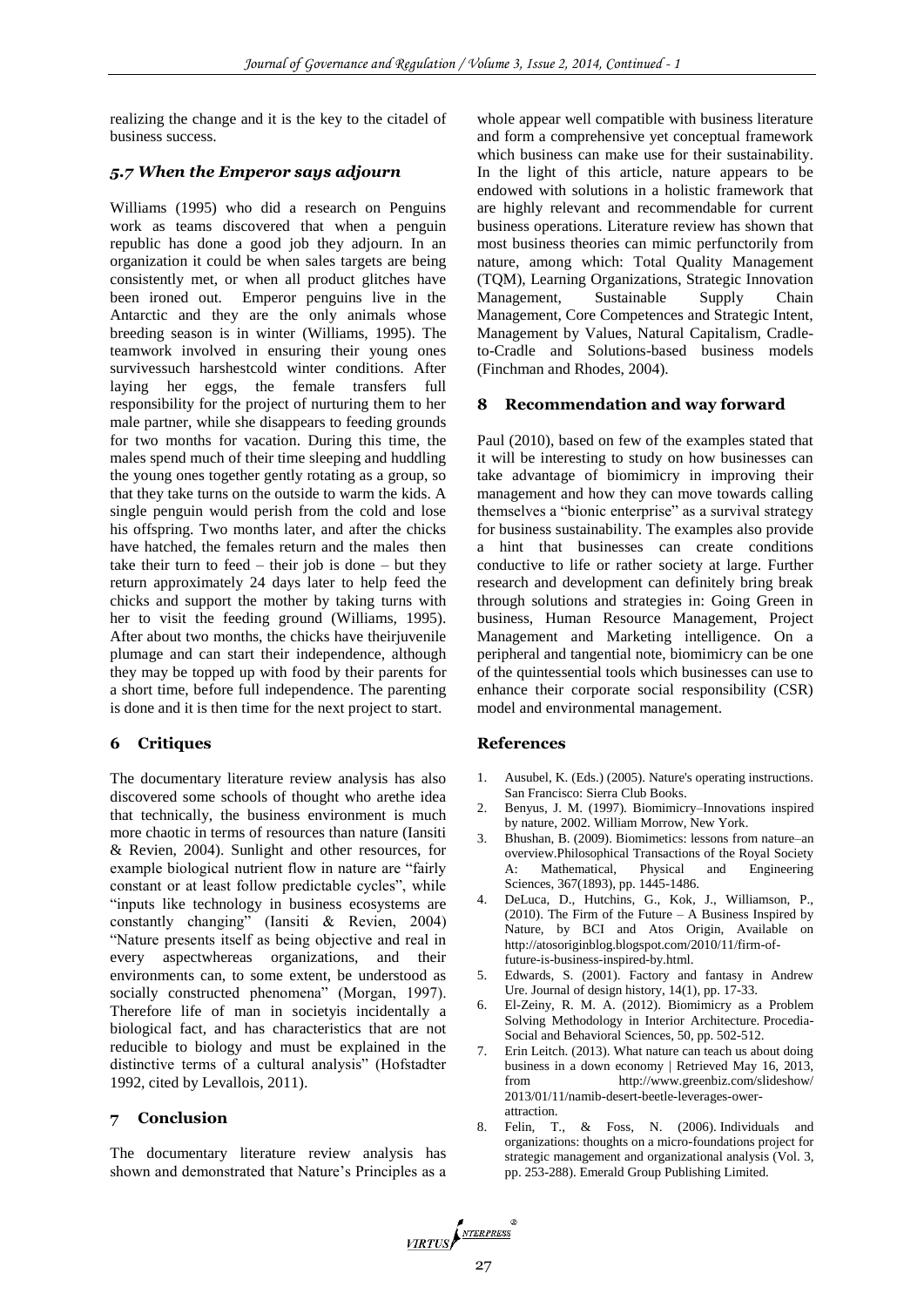realizing the change and it is the key to the citadel of business success.

### *5.7 When the Emperor says adjourn*

Williams (1995) who did a research on Penguins work as teams discovered that when a penguin republic has done a good job they adjourn. In an organization it could be when sales targets are being consistently met, or when all product glitches have been ironed out. Emperor penguins live in the Antarctic and they are the only animals whose breeding season is in winter (Williams, 1995). The teamwork involved in ensuring their young ones survivessuch harshestcold winter conditions. After laying her eggs, the female transfers full responsibility for the project of nurturing them to her male partner, while she disappears to feeding grounds for two months for vacation. During this time, the males spend much of their time sleeping and huddling the young ones together gently rotating as a group, so that they take turns on the outside to warm the kids. A single penguin would perish from the cold and lose his offspring. Two months later, and after the chicks have hatched, the females return and the males then take their turn to feed – their job is done – but they return approximately 24 days later to help feed the chicks and support the mother by taking turns with her to visit the feeding ground (Williams, 1995). After about two months, the chicks have theirjuvenile plumage and can start their independence, although they may be topped up with food by their parents for a short time, before full independence. The parenting is done and it is then time for the next project to start.

## 6 Critiques

The documentary literature review analysis has also discovered some schools of thought who arethe idea that technically, the business environment is much more chaotic in terms of resources than nature (Iansiti & Revien, 2004). Sunlight and other resources, for example biological nutrient flow in nature are "fairly constant or at least follow predictable cycles", while "inputs like technology in business ecosystems are constantly changing" (Iansiti & Revien, 2004) "Nature presents itself as being objective and real in every aspectwhereas organizations, and their environments can, to some extent, be understood as socially constructed phenomena" (Morgan, 1997). Therefore life of man in societyis incidentally a biological fact, and has characteristics that are not reducible to biology and must be explained in the distinctive terms of a cultural analysis" (Hofstadter 1992, cited by Levallois, 2011).

## 7 Conclusion

The documentary literature review analysis has shown and demonstrated that Nature's Principles as a whole appear well compatible with business literature and form a comprehensive yet conceptual framework which business can make use for their sustainability. In the light of this article, nature appears to be endowed with solutions in a holistic framework that are highly relevant and recommendable for current business operations. Literature review has shown that most business theories can mimic perfunctorily from nature, among which: Total Quality Management (TQM), Learning Organizations, Strategic Innovation Management, Sustainable Supply Chain Management, Core Competences and Strategic Intent, Management by Values, Natural Capitalism, Cradle-to-Cradle and Solutions-based business models (Finchman and Rhodes, 2004).

## 8 Recommendation and way forward

Paul (2010), based on few of the examples stated that it will be interesting to study on how businesses can take advantage of biomimicry in improving their management and how they can move towards calling themselves a "bionic enterprise" as a survival strategy for business sustainability. The examples also provide a hint that businesses can create conditions conductive to life or rather society at large. Further research and development can definitely bring break through solutions and strategies in: Going Green in business, Human Resource Management, Project Management and Marketing intelligence. On a peripheral and tangential note, biomimicry can be one of the quintessential tools which businesses can use to enhance their corporate social responsibility (CSR) model and environmental management.

## References

1. Ausubel, K. (Eds.) (2005). Nature's operating instructions. San Francisco: Sierra Club Books.
2. Benyus, J. M. (1997). Biomimicry–Innovations inspired by nature, 2002. William Morrow, New York.
3. Bhushan, B. (2009). Biomimetics: lessons from nature–an overview.Philosophical Transactions of the Royal Society A: Mathematical, Physical and Engineering Sciences, 367(1893), pp. 1445-1486.
4. DeLuca, D., Hutchins, G., Kok, J., Williamson, P., (2010). The Firm of the Future – A Business Inspired by Nature, by BCI and Atos Origin, Available on http://atosoriginblog.blogspot.com/2010/11/firm-of-future-is-business-inspired-by.html.
5. Edwards, S. (2001). Factory and fantasy in Andrew Ure. Journal of design history, 14(1), pp. 17-33.
6. El-Zeiny, R. M. A. (2012). Biomimicry as a Problem Solving Methodology in Interior Architecture. Procedia-Social and Behavioral Sciences, 50, pp. 502-512.
7. Erin Leitch. (2013). What nature can teach us about doing business in a down economy | Retrieved May 16, 2013, from http://www.greenbiz.com/slideshow/2013/01/11/namib-desert-beetle-leverages-ower-attraction.
8. Felin, T., & Foss, N. (2006). Individuals and organizations: thoughts on a micro-foundations project for strategic management and organizational analysis (Vol. 3, pp. 253-288). Emerald Group Publishing Limited.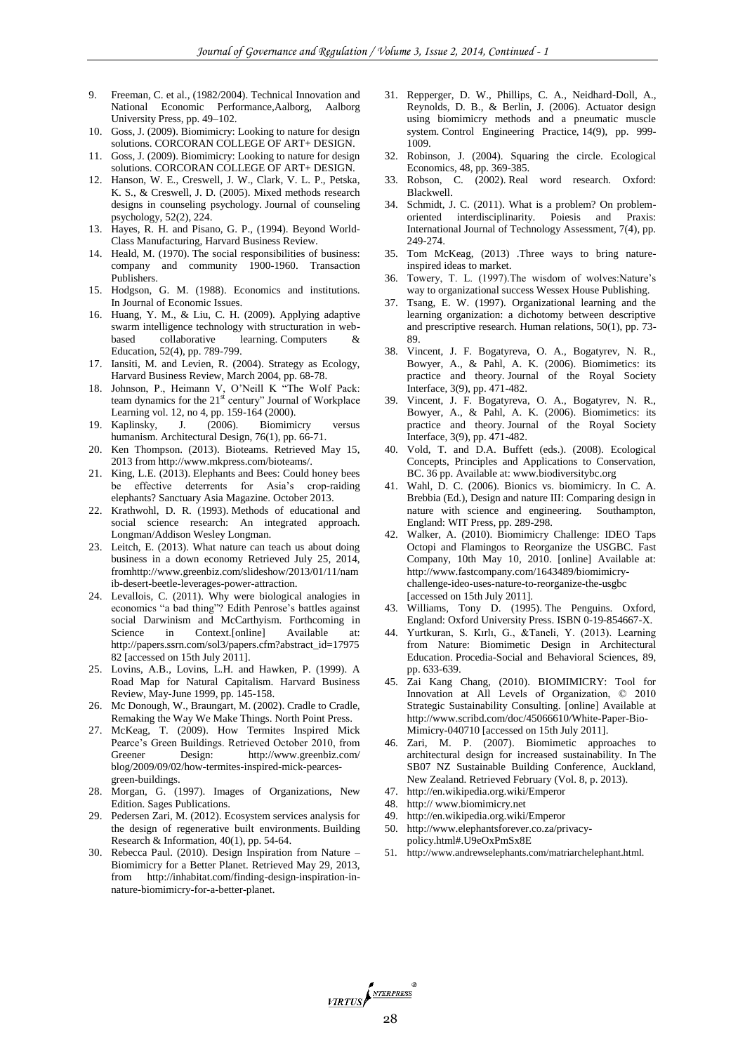9. Freeman, C. et al., (1982/2004). Technical Innovation and National Economic Performance,Aalborg, Aalborg University Press, pp. 49–102.
10. Goss, J. (2009). Biomimicry: Looking to nature for design solutions. CORCORAN COLLEGE OF ART+ DESIGN.
11. Goss, J. (2009). Biomimicry: Looking to nature for design solutions. CORCORAN COLLEGE OF ART+ DESIGN.
12. Hanson, W. E., Creswell, J. W., Clark, V. L. P., Petska, K. S., & Creswell, J. D. (2005). Mixed methods research designs in counseling psychology. Journal of counseling psychology, 52(2), 224.
13. Hayes, R. H. and Pisano, G. P., (1994). Beyond World-Class Manufacturing, Harvard Business Review.
14. Heald, M. (1970). The social responsibilities of business: company and community 1900-1960. Transaction Publishers.
15. Hodgson, G. M. (1988). Economics and institutions. In Journal of Economic Issues.
16. Huang, Y. M., & Liu, C. H. (2009). Applying adaptive swarm intelligence technology with structuration in web-based collaborative learning. Computers & Education, 52(4), pp. 789-799.
17. Iansiti, M. and Levien, R. (2004). Strategy as Ecology, Harvard Business Review, March 2004, pp. 68-78.
18. Johnson, P., Heimann V, O'Neill K "The Wolf Pack: team dynamics for the 21st century" Journal of Workplace Learning vol. 12, no 4, pp. 159-164 (2000).
19. Kaplinsky, J. (2006). Biomimicry versus humanism. Architectural Design, 76(1), pp. 66-71.
20. Ken Thompson. (2013). Bioteams. Retrieved May 15, 2013 from http://www.mkpress.com/bioteams/.
21. King, L.E. (2013). Elephants and Bees: Could honey bees be effective deterrents for Asia's crop-raiding elephants? Sanctuary Asia Magazine. October 2013.
22. Krathwohl, D. R. (1993). Methods of educational and social science research: An integrated approach. Longman/Addison Wesley Longman.
23. Leitch, E. (2013). What nature can teach us about doing business in a down economy Retrieved July 25, 2014, fromhttp://www.greenbiz.com/slideshow/2013/01/11/namib-desert-beetle-leverages-power-attraction.
24. Levallois, C. (2011). Why were biological analogies in economics "a bad thing"? Edith Penrose's battles against social Darwinism and McCarthyism. Forthcoming in Science in Context.[online] Available at: http://papers.ssrn.com/sol3/papers.cfm?abstract_id=1797582 [accessed on 15th July 2011].
25. Lovins, A.B., Lovins, L.H. and Hawken, P. (1999). A Road Map for Natural Capitalism. Harvard Business Review, May-June 1999, pp. 145-158.
26. Mc Donough, W., Braungart, M. (2002). Cradle to Cradle, Remaking the Way We Make Things. North Point Press.
27. McKeag, T. (2009). How Termites Inspired Mick Pearce's Green Buildings. Retrieved October 2010, from Greener Design: http://www.greenbiz.com/blog/2009/09/02/how-termites-inspired-mick-pearces-green-buildings.
28. Morgan, G. (1997). Images of Organizations, New Edition. Sages Publications.
29. Pedersen Zari, M. (2012). Ecosystem services analysis for the design of regenerative built environments. Building Research & Information, 40(1), pp. 54-64.
30. Rebecca Paul. (2010). Design Inspiration from Nature – Biomimicry for a Better Planet. Retrieved May 29, 2013, from http://inhabitat.com/finding-design-inspiration-in-nature-biomimicry-for-a-better-planet.
31. Repperger, D. W., Phillips, C. A., Neidhard-Doll, A., Reynolds, D. B., & Berlin, J. (2006). Actuator design using biomimicry methods and a pneumatic muscle system. Control Engineering Practice, 14(9), pp. 999-1009.
32. Robinson, J. (2004). Squaring the circle. Ecological Economics, 48, pp. 369-385.
33. Robson, C. (2002). Real word research. Oxford: Blackwell.
34. Schmidt, J. C. (2011). What is a problem? On problem-oriented interdisciplinarity. Poiesis and Praxis: International Journal of Technology Assessment, 7(4), pp. 249-274.
35. Tom McKeag, (2013) .Three ways to bring nature-inspired ideas to market.
36. Towery, T. L. (1997).The wisdom of wolves:Nature's way to organizational success Wessex House Publishing.
37. Tsang, E. W. (1997). Organizational learning and the learning organization: a dichotomy between descriptive and prescriptive research. Human relations, 50(1), pp. 73-89.
38. Vincent, J. F. Bogatyreva, O. A., Bogatyrev, N. R., Bowyer, A., & Pahl, A. K. (2006). Biomimetics: its practice and theory. Journal of the Royal Society Interface, 3(9), pp. 471-482.
39. Vincent, J. F. Bogatyreva, O. A., Bogatyrev, N. R., Bowyer, A., & Pahl, A. K. (2006). Biomimetics: its practice and theory. Journal of the Royal Society Interface, 3(9), pp. 471-482.
40. Vold, T. and D.A. Buffett (eds.). (2008). Ecological Concepts, Principles and Applications to Conservation, BC. 36 pp. Available at: www.biodiversitybc.org
41. Wahl, D. C. (2006). Bionics vs. biomimicry. In C. A. Brebbia (Ed.), Design and nature III: Comparing design in nature with science and engineering. Southampton, England: WIT Press, pp. 289-298.
42. Walker, A. (2010). Biomimicry Challenge: IDEO Taps Octopi and Flamingos to Reorganize the USGBC. Fast Company, 10th May 10, 2010. [online] Available at: http://www.fastcompany.com/1643489/biomimicry-challenge-ideo-uses-nature-to-reorganize-the-usgbc [accessed on 15th July 2011].
43. Williams, Tony D. (1995). The Penguins. Oxford, England: Oxford University Press. ISBN 0-19-854667-X.
44. Yurtkuran, S. Kırlı, G., &Taneli, Y. (2013). Learning from Nature: Biomimetic Design in Architectural Education. Procedia-Social and Behavioral Sciences, 89, pp. 633-639.
45. Zai Kang Chang, (2010). BIOMIMICRY: Tool for Innovation at All Levels of Organization, © 2010 Strategic Sustainability Consulting. [online] Available at http://www.scribd.com/doc/45066610/White-Paper-Bio-Mimicry-040710 [accessed on 15th July 2011].
46. Zari, M. P. (2007). Biomimetic approaches to architectural design for increased sustainability. In The SB07 NZ Sustainable Building Conference, Auckland, New Zealand. Retrieved February (Vol. 8, p. 2013).
47. http://en.wikipedia.org.wiki/Emperor
48. http:// www.biomimicry.net
49. http://en.wikipedia.org.wiki/Emperor
50. http://www.elephantsforever.co.za/privacy-policy.html#.U9eOxPmSx8E
51. http://www.andrewselephants.com/matriarchelephant.html.